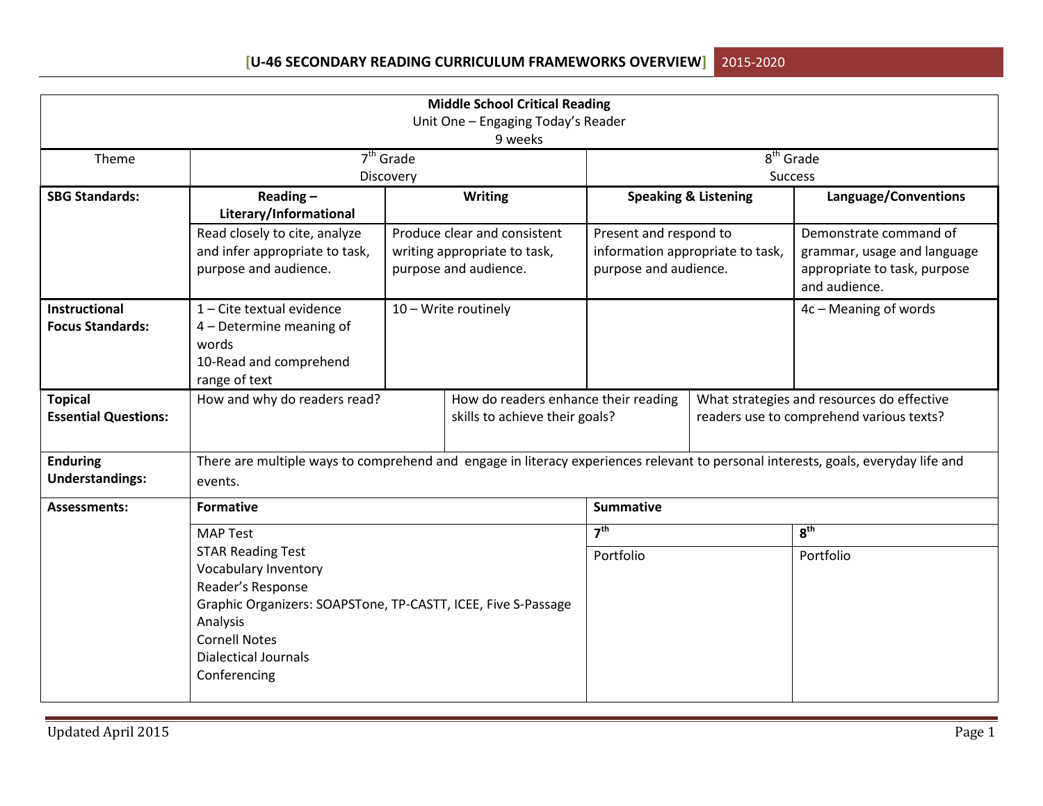# Middle School Critical Reading

## Unit One – Engaging Today's Reader

9 weeks

| Theme | 7th Grade Discovery | | 8th Grade Success | |
|---|---|---|---|---|
| **SBG Standards:** | **Reading – Literary/Informational** | **Writing** | **Speaking & Listening** | **Language/Conventions** |
| | Read closely to cite, analyze and infer appropriate to task, purpose and audience. | Produce clear and consistent writing appropriate to task, purpose and audience. | Present and respond to information appropriate to task, purpose and audience. | Demonstrate command of grammar, usage and language appropriate to task, purpose and audience. |
| **Instructional Focus Standards:** | 1 – Cite textual evidence<br>4 – Determine meaning of words<br>10-Read and comprehend range of text | 10 – Write routinely | | 4c – Meaning of words |
| **Topical Essential Questions:** | How and why do readers read? | How do readers enhance their reading skills to achieve their goals? | What strategies and resources do effective readers use to comprehend various texts? | |
| **Enduring Understandings:** | There are multiple ways to comprehend and engage in literacy experiences relevant to personal interests, goals, everyday life and events. | | | |
| **Assessments:** | **Formative** | | **Summative** | |
| | MAP Test<br>STAR Reading Test<br>Vocabulary Inventory<br>Reader's Response<br>Graphic Organizers: SOAPSTone, TP-CASTT, ICEE, Five S-Passage Analysis<br>Cornell Notes<br>Dialectical Journals<br>Conferencing | | **7th**<br>Portfolio | **8th**<br>Portfolio |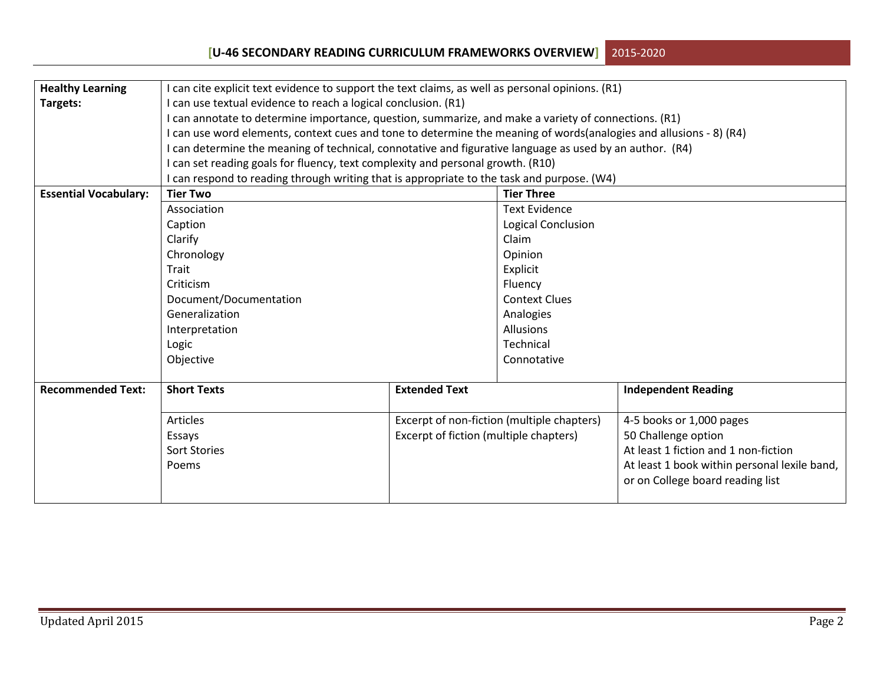| **Healthy Learning Targets:** | I can cite explicit text evidence to support the text claims, as well as personal opinions. (R1)<br>I can use textual evidence to reach a logical conclusion. (R1)<br>I can annotate to determine importance, question, summarize, and make a variety of connections. (R1)<br>I can use word elements, context cues and tone to determine the meaning of words(analogies and allusions - 8) (R4)<br>I can determine the meaning of technical, connotative and figurative language as used by an author. (R4)<br>I can set reading goals for fluency, text complexity and personal growth. (R10)<br>I can respond to reading through writing that is appropriate to the task and purpose. (W4) | | |
|---|---|---|---|
| **Essential Vocabulary:** | **Tier Two** | **Tier Three** | |
| | Association<br>Caption<br>Clarify<br>Chronology<br>Trait<br>Criticism<br>Document/Documentation<br>Generalization<br>Interpretation<br>Logic<br>Objective | Text Evidence<br>Logical Conclusion<br>Claim<br>Opinion<br>Explicit<br>Fluency<br>Context Clues<br>Analogies<br>Allusions<br>Technical<br>Connotative | |
| **Recommended Text:** | **Short Texts** | **Extended Text** | **Independent Reading** |
| | Articles<br>Essays<br>Sort Stories<br>Poems | Excerpt of non-fiction (multiple chapters)<br>Excerpt of fiction (multiple chapters) | 4-5 books or 1,000 pages<br>50 Challenge option<br>At least 1 fiction and 1 non-fiction<br>At least 1 book within personal lexile band, or on College board reading list |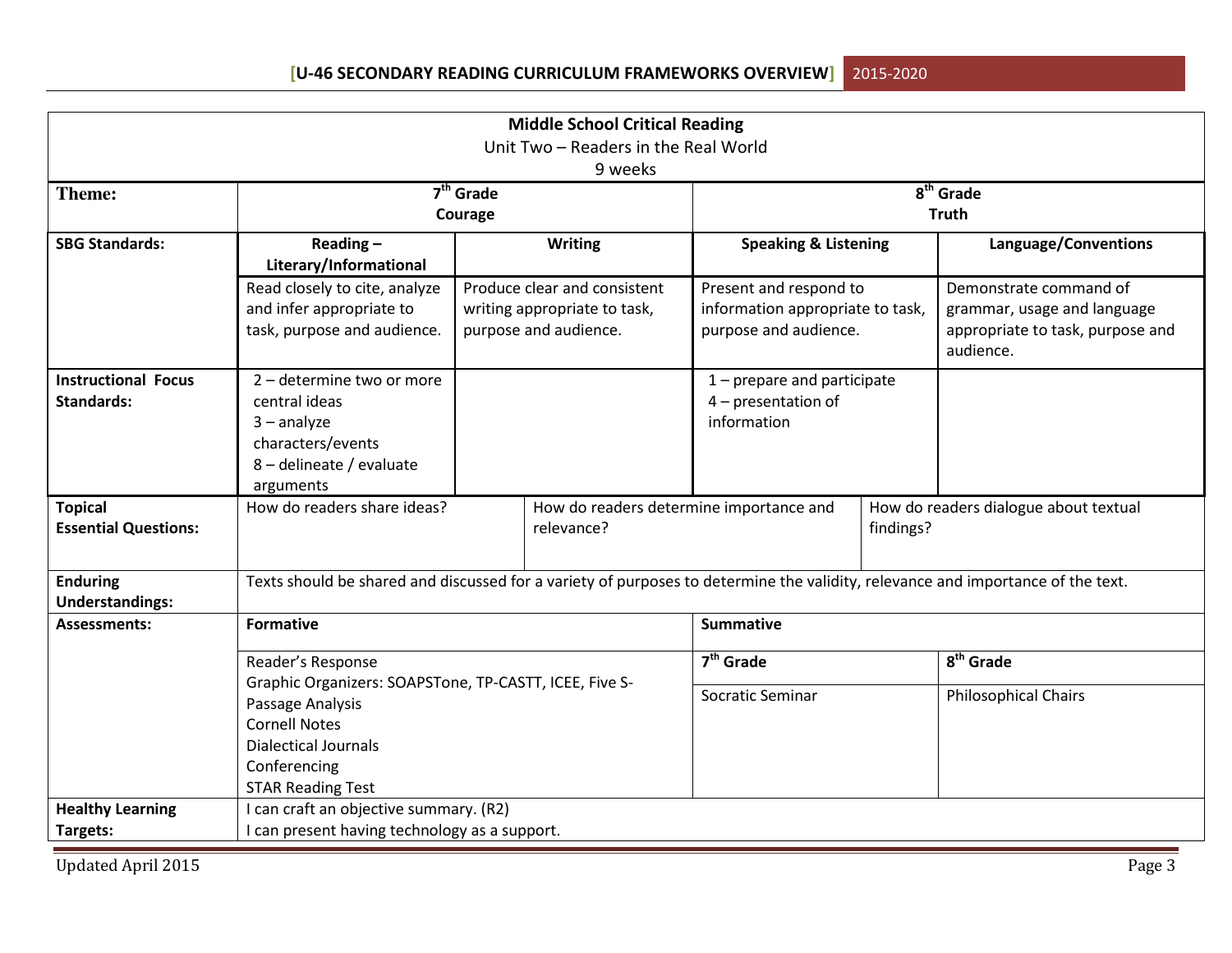| Middle School Critical Reading<br>Unit Two – Readers in the Real World<br>9 weeks | | | | |
|---|---|---|---|---|
| **Theme:** | **7th Grade**<br>**Courage** | | **8th Grade**<br>**Truth** | |
| **SBG Standards:** | **Reading – Literary/Informational** | **Writing** | **Speaking & Listening** | **Language/Conventions** |
| | Read closely to cite, analyze and infer appropriate to task, purpose and audience. | Produce clear and consistent writing appropriate to task, purpose and audience. | Present and respond to information appropriate to task, purpose and audience. | Demonstrate command of grammar, usage and language appropriate to task, purpose and audience. |
| **Instructional Focus Standards:** | 2 – determine two or more central ideas<br>3 – analyze characters/events<br>8 – delineate / evaluate arguments | | 1 – prepare and participate<br>4 – presentation of information | |
| **Topical Essential Questions:** | How do readers share ideas? | How do readers determine importance and relevance? | | How do readers dialogue about textual findings? |
| **Enduring Understandings:** | Texts should be shared and discussed for a variety of purposes to determine the validity, relevance and importance of the text. | | | |
| **Assessments:** | **Formative** | | **Summative** | |
| | | | **7th Grade** | **8th Grade** |
| | Reader's Response<br>Graphic Organizers: SOAPSTone, TP-CASTT, ICEE, Five S-<br>Passage Analysis<br>Cornell Notes<br>Dialectical Journals<br>Conferencing<br>STAR Reading Test | | Socratic Seminar | Philosophical Chairs |
| **Healthy Learning Targets:** | I can craft an objective summary. (R2)<br>I can present having technology as a support. | | | |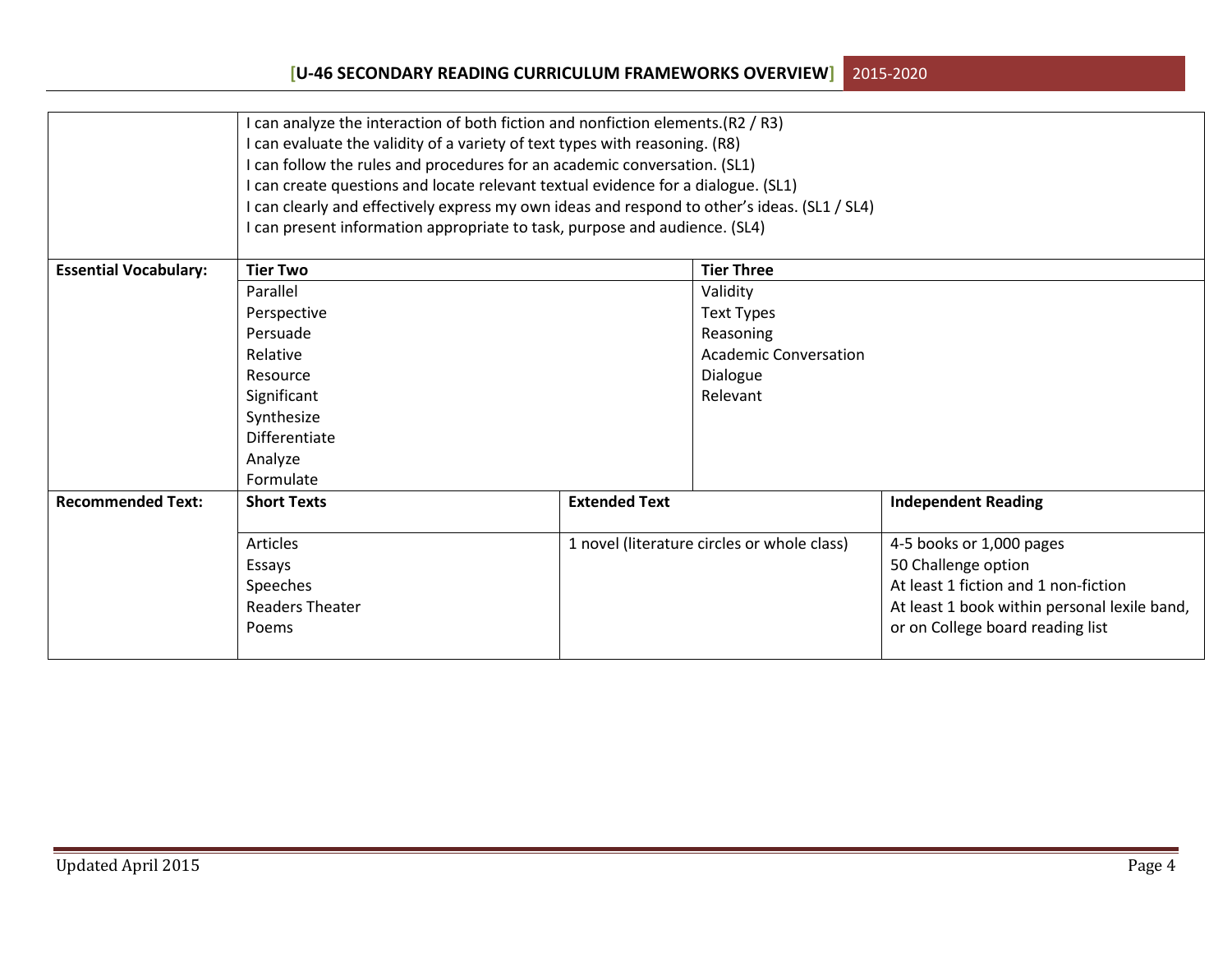| | | | |
|---|---|---|---|
| | I can analyze the interaction of both fiction and nonfiction elements.(R2 / R3)<br>I can evaluate the validity of a variety of text types with reasoning. (R8)<br>I can follow the rules and procedures for an academic conversation. (SL1)<br>I can create questions and locate relevant textual evidence for a dialogue. (SL1)<br>I can clearly and effectively express my own ideas and respond to other's ideas. (SL1 / SL4)<br>I can present information appropriate to task, purpose and audience. (SL4) | | |
| **Essential Vocabulary:** | **Tier Two** | **Tier Three** | |
| | Parallel<br>Perspective<br>Persuade<br>Relative<br>Resource<br>Significant<br>Synthesize<br>Differentiate<br>Analyze<br>Formulate | Validity<br>Text Types<br>Reasoning<br>Academic Conversation<br>Dialogue<br>Relevant | |
| **Recommended Text:** | **Short Texts** | **Extended Text** | **Independent Reading** |
| | Articles<br>Essays<br>Speeches<br>Readers Theater<br>Poems | 1 novel (literature circles or whole class) | 4-5 books or 1,000 pages<br>50 Challenge option<br>At least 1 fiction and 1 non-fiction<br>At least 1 book within personal lexile band, or on College board reading list |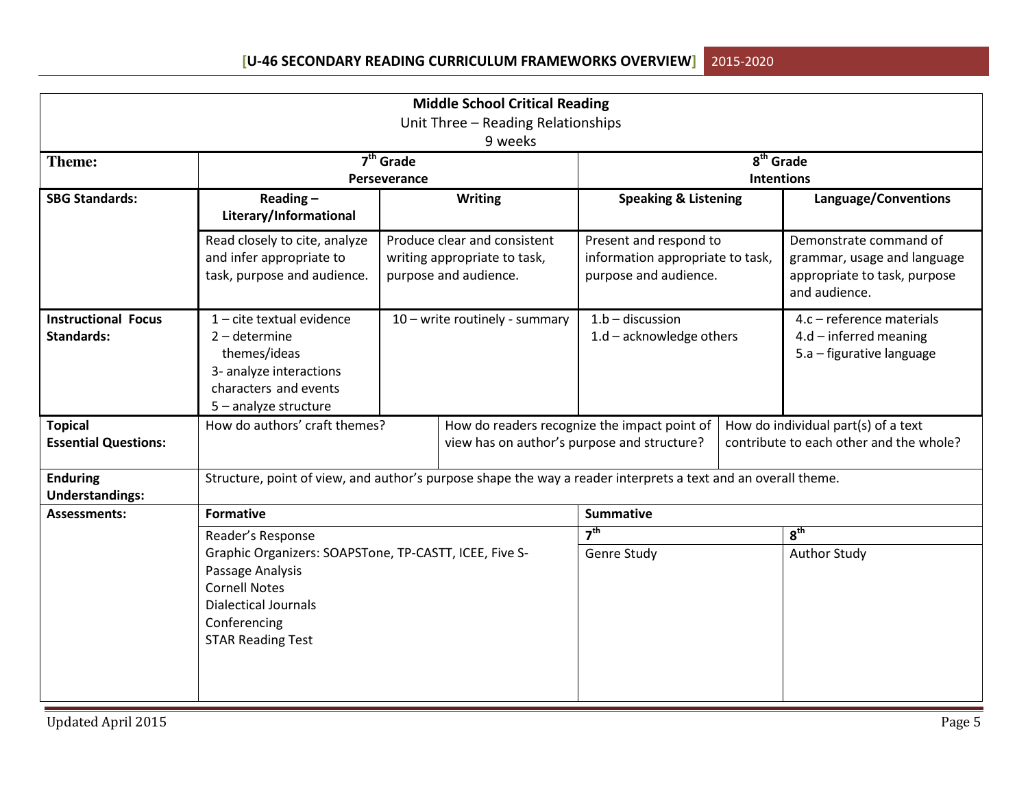| Middle School Critical Reading<br>Unit Three – Reading Relationships<br>9 weeks | | | | |
|---|---|---|---|---|
| **Theme:** | **7th Grade**<br>**Perseverance** | | **8th Grade**<br>**Intentions** | |
| **SBG Standards:** | **Reading – Literary/Informational** | **Writing** | **Speaking & Listening** | **Language/Conventions** |
| | Read closely to cite, analyze and infer appropriate to task, purpose and audience. | Produce clear and consistent writing appropriate to task, purpose and audience. | Present and respond to information appropriate to task, purpose and audience. | Demonstrate command of grammar, usage and language appropriate to task, purpose and audience. |
| **Instructional Focus Standards:** | 1 – cite textual evidence<br>2 – determine themes/ideas<br>3- analyze interactions characters and events<br>5 – analyze structure | 10 – write routinely - summary | 1.b – discussion<br>1.d – acknowledge others | 4.c – reference materials<br>4.d – inferred meaning<br>5.a – figurative language |
| **Topical Essential Questions:** | How do authors' craft themes? | How do readers recognize the impact point of view has on author's purpose and structure? | | How do individual part(s) of a text contribute to each other and the whole? |
| **Enduring Understandings:** | Structure, point of view, and author's purpose shape the way a reader interprets a text and an overall theme. | | | |
| **Assessments:** | **Formative** | | **Summative** | |
| | | | **7th** | **8th** |
| | Reader's Response<br>Graphic Organizers: SOAPSTone, TP-CASTT, ICEE, Five S-<br>Passage Analysis<br>Cornell Notes<br>Dialectical Journals<br>Conferencing<br>STAR Reading Test | | Genre Study | Author Study |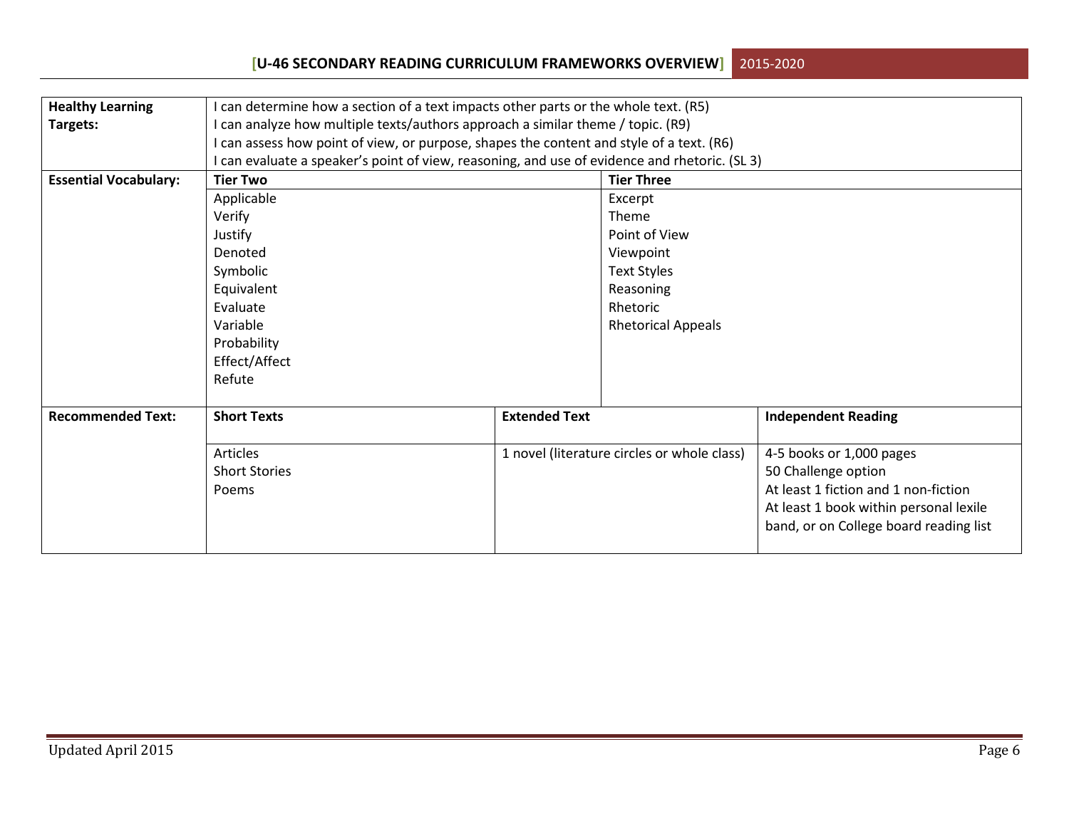| | | | |
|---|---|---|---|
| **Healthy Learning Targets:** | I can determine how a section of a text impacts other parts or the whole text. (R5)<br>I can analyze how multiple texts/authors approach a similar theme / topic. (R9)<br>I can assess how point of view, or purpose, shapes the content and style of a text. (R6)<br>I can evaluate a speaker's point of view, reasoning, and use of evidence and rhetoric. (SL 3) | | |
| **Essential Vocabulary:** | **Tier Two** | **Tier Three** | |
| | Applicable<br>Verify<br>Justify<br>Denoted<br>Symbolic<br>Equivalent<br>Evaluate<br>Variable<br>Probability<br>Effect/Affect<br>Refute | Excerpt<br>Theme<br>Point of View<br>Viewpoint<br>Text Styles<br>Reasoning<br>Rhetoric<br>Rhetorical Appeals | |
| **Recommended Text:** | **Short Texts** | **Extended Text** | **Independent Reading** |
| | Articles<br>Short Stories<br>Poems | 1 novel (literature circles or whole class) | 4-5 books or 1,000 pages<br>50 Challenge option<br>At least 1 fiction and 1 non-fiction<br>At least 1 book within personal lexile band, or on College board reading list |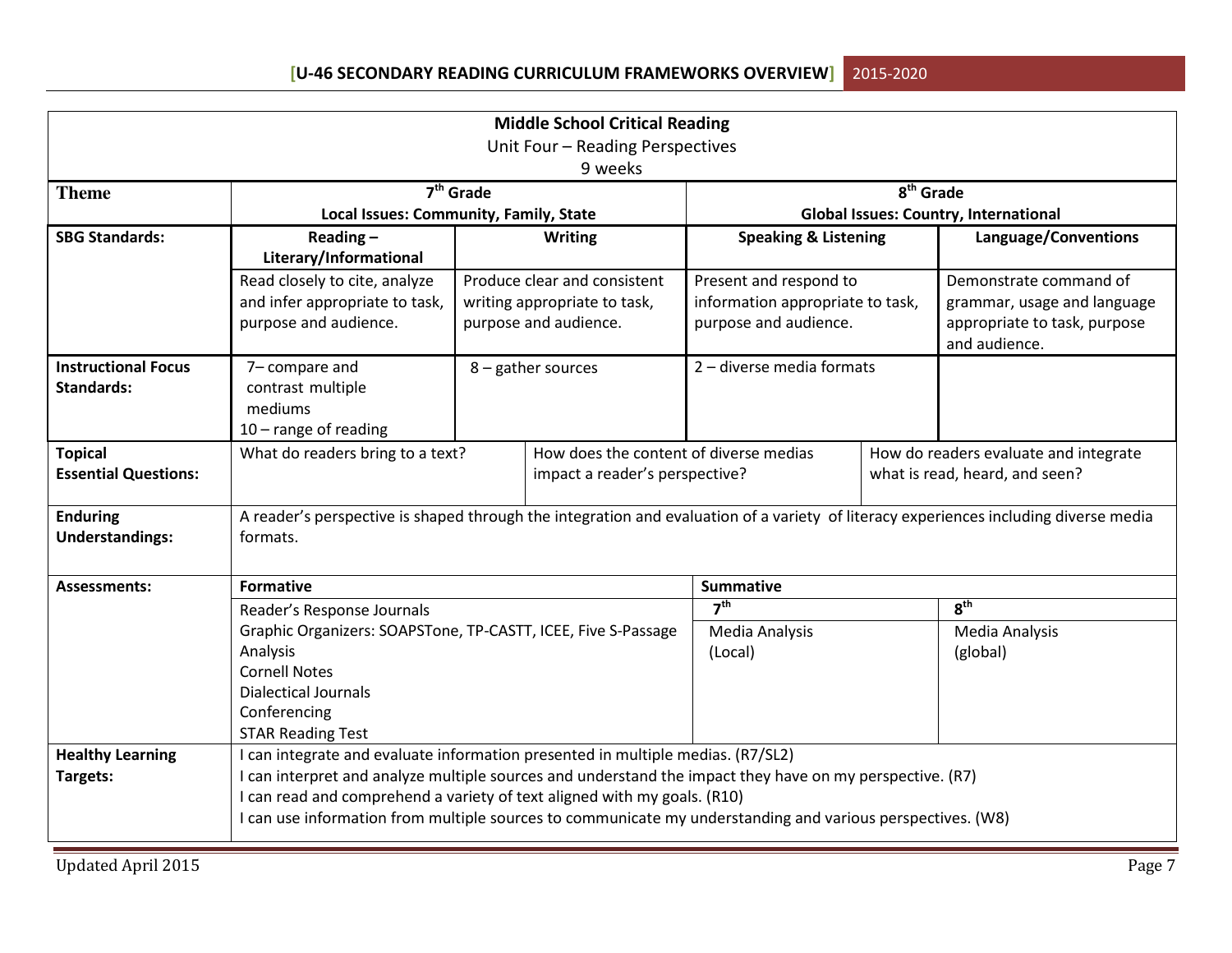| **Middle School Critical Reading**<br>Unit Four – Reading Perspectives<br>9 weeks | | | | |
|---|---|---|---|---|
| **Theme** | **7th Grade**<br>**Local Issues: Community, Family, State** | | **8th Grade**<br>**Global Issues: Country, International** | |
| **SBG Standards:** | **Reading – Literary/Informational** | **Writing** | **Speaking & Listening** | **Language/Conventions** |
| | Read closely to cite, analyze and infer appropriate to task, purpose and audience. | Produce clear and consistent writing appropriate to task, purpose and audience. | Present and respond to information appropriate to task, purpose and audience. | Demonstrate command of grammar, usage and language appropriate to task, purpose and audience. |
| **Instructional Focus Standards:** | 7– compare and contrast multiple mediums<br>10 – range of reading | 8 – gather sources | 2 – diverse media formats | |
| **Topical Essential Questions:** | What do readers bring to a text? | How does the content of diverse medias impact a reader's perspective? | | How do readers evaluate and integrate what is read, heard, and seen? |
| **Enduring Understandings:** | A reader's perspective is shaped through the integration and evaluation of a variety of literacy experiences including diverse media formats. | | | |
| **Assessments:** | **Formative** | | **Summative** | |
| | | | **7th** | **8th** |
| | Reader's Response Journals<br>Graphic Organizers: SOAPSTone, TP-CASTT, ICEE, Five S-Passage Analysis<br>Cornell Notes<br>Dialectical Journals<br>Conferencing<br>STAR Reading Test | | Media Analysis<br>(Local) | Media Analysis<br>(global) |
| **Healthy Learning Targets:** | I can integrate and evaluate information presented in multiple medias. (R7/SL2)<br>I can interpret and analyze multiple sources and understand the impact they have on my perspective. (R7)<br>I can read and comprehend a variety of text aligned with my goals. (R10)<br>I can use information from multiple sources to communicate my understanding and various perspectives. (W8) | | | |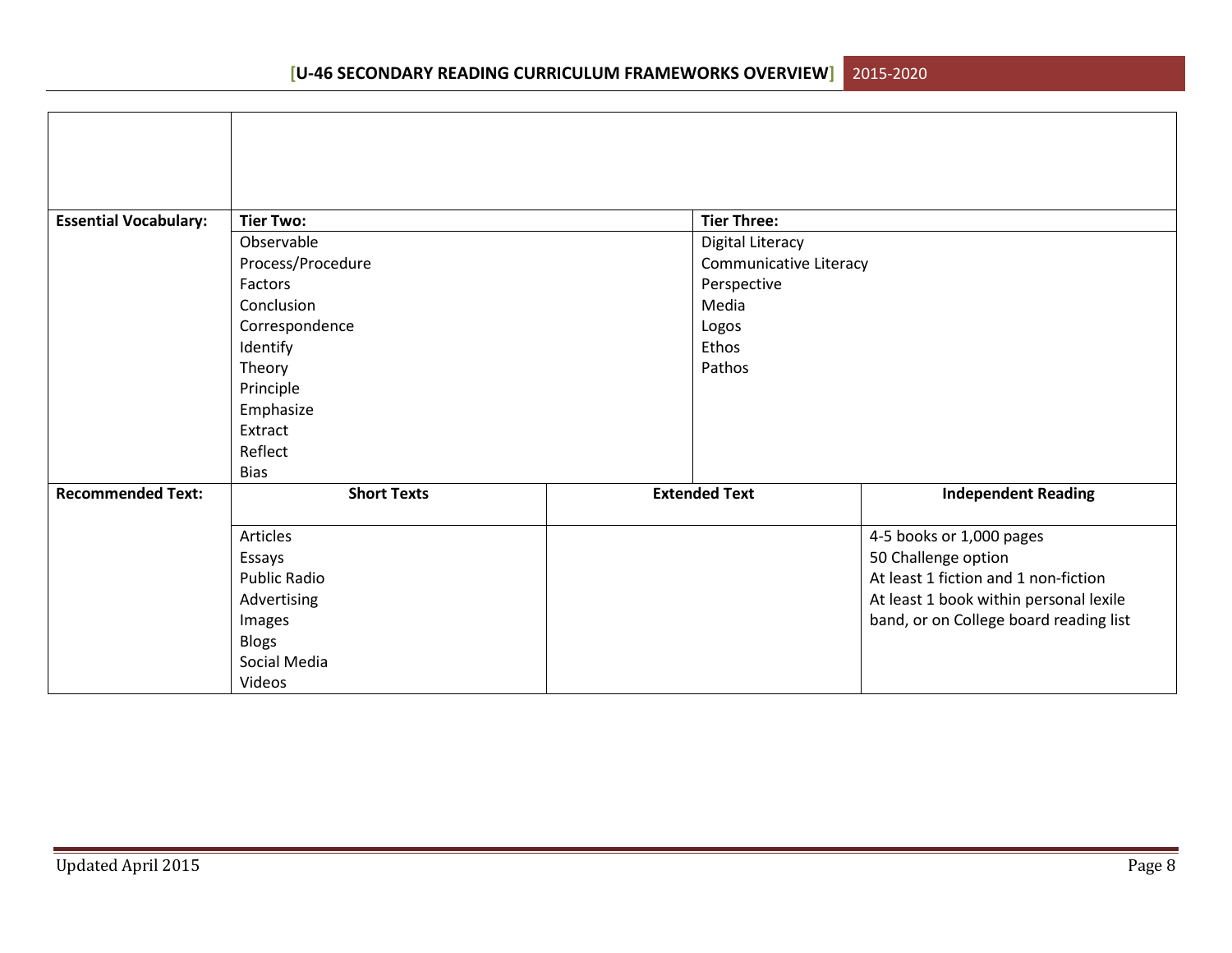| | | | |
|---|---|---|---|
| | | | |
| **Essential Vocabulary:** | **Tier Two:** | **Tier Three:** | |
| | Observable<br>Process/Procedure<br>Factors<br>Conclusion<br>Correspondence<br>Identify<br>Theory<br>Principle<br>Emphasize<br>Extract<br>Reflect<br>Bias | Digital Literacy<br>Communicative Literacy<br>Perspective<br>Media<br>Logos<br>Ethos<br>Pathos | |
| **Recommended Text:** | **Short Texts** | **Extended Text** | **Independent Reading** |
| | Articles<br>Essays<br>Public Radio<br>Advertising<br>Images<br>Blogs<br>Social Media<br>Videos | | 4-5 books or 1,000 pages<br>50 Challenge option<br>At least 1 fiction and 1 non-fiction<br>At least 1 book within personal lexile band, or on College board reading list |